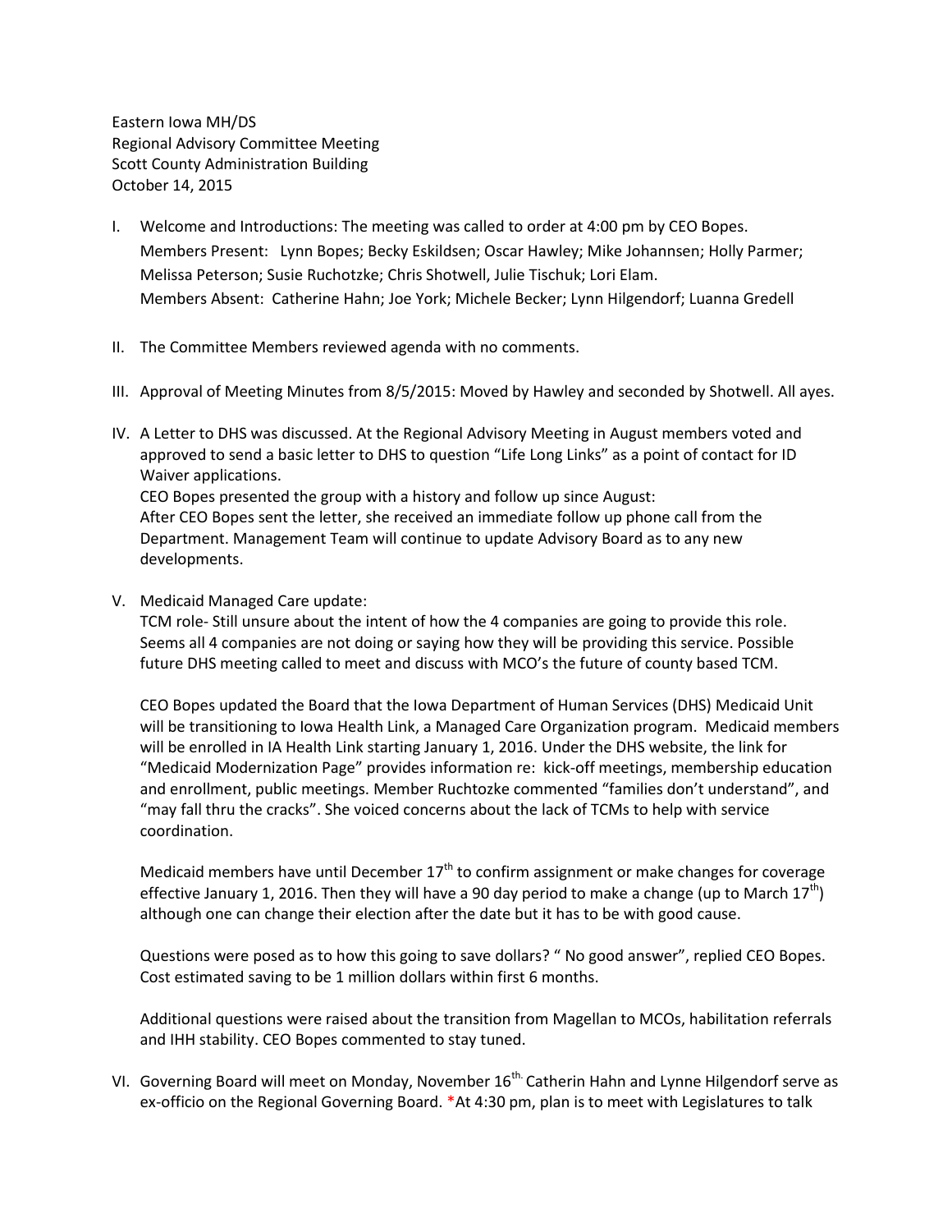Eastern Iowa MH/DS
Regional Advisory Committee Meeting
Scott County Administration Building
October 14, 2015

I. Welcome and Introductions: The meeting was called to order at 4:00 pm by CEO Bopes.
   Members Present: Lynn Bopes; Becky Eskildsen; Oscar Hawley; Mike Johannsen; Holly Parmer; Melissa Peterson; Susie Ruchotzke; Chris Shotwell, Julie Tischuk; Lori Elam.
   Members Absent: Catherine Hahn; Joe York; Michele Becker; Lynn Hilgendorf; Luanna Gredell

II. The Committee Members reviewed agenda with no comments.

III. Approval of Meeting Minutes from 8/5/2015: Moved by Hawley and seconded by Shotwell. All ayes.

IV. A Letter to DHS was discussed. At the Regional Advisory Meeting in August members voted and approved to send a basic letter to DHS to question "Life Long Links" as a point of contact for ID Waiver applications.
   CEO Bopes presented the group with a history and follow up since August:
   After CEO Bopes sent the letter, she received an immediate follow up phone call from the Department. Management Team will continue to update Advisory Board as to any new developments.

V. Medicaid Managed Care update:
   TCM role- Still unsure about the intent of how the 4 companies are going to provide this role. Seems all 4 companies are not doing or saying how they will be providing this service. Possible future DHS meeting called to meet and discuss with MCO's the future of county based TCM.

   CEO Bopes updated the Board that the Iowa Department of Human Services (DHS) Medicaid Unit will be transitioning to Iowa Health Link, a Managed Care Organization program. Medicaid members will be enrolled in IA Health Link starting January 1, 2016. Under the DHS website, the link for "Medicaid Modernization Page" provides information re: kick-off meetings, membership education and enrollment, public meetings. Member Ruchtozke commented "families don't understand", and "may fall thru the cracks". She voiced concerns about the lack of TCMs to help with service coordination.

   Medicaid members have until December 17th to confirm assignment or make changes for coverage effective January 1, 2016. Then they will have a 90 day period to make a change (up to March 17th) although one can change their election after the date but it has to be with good cause.

   Questions were posed as to how this going to save dollars? " No good answer", replied CEO Bopes. Cost estimated saving to be 1 million dollars within first 6 months.

   Additional questions were raised about the transition from Magellan to MCOs, habilitation referrals and IHH stability. CEO Bopes commented to stay tuned.

VI. Governing Board will meet on Monday, November 16th. Catherin Hahn and Lynne Hilgendorf serve as ex-officio on the Regional Governing Board. *At 4:30 pm, plan is to meet with Legislatures to talk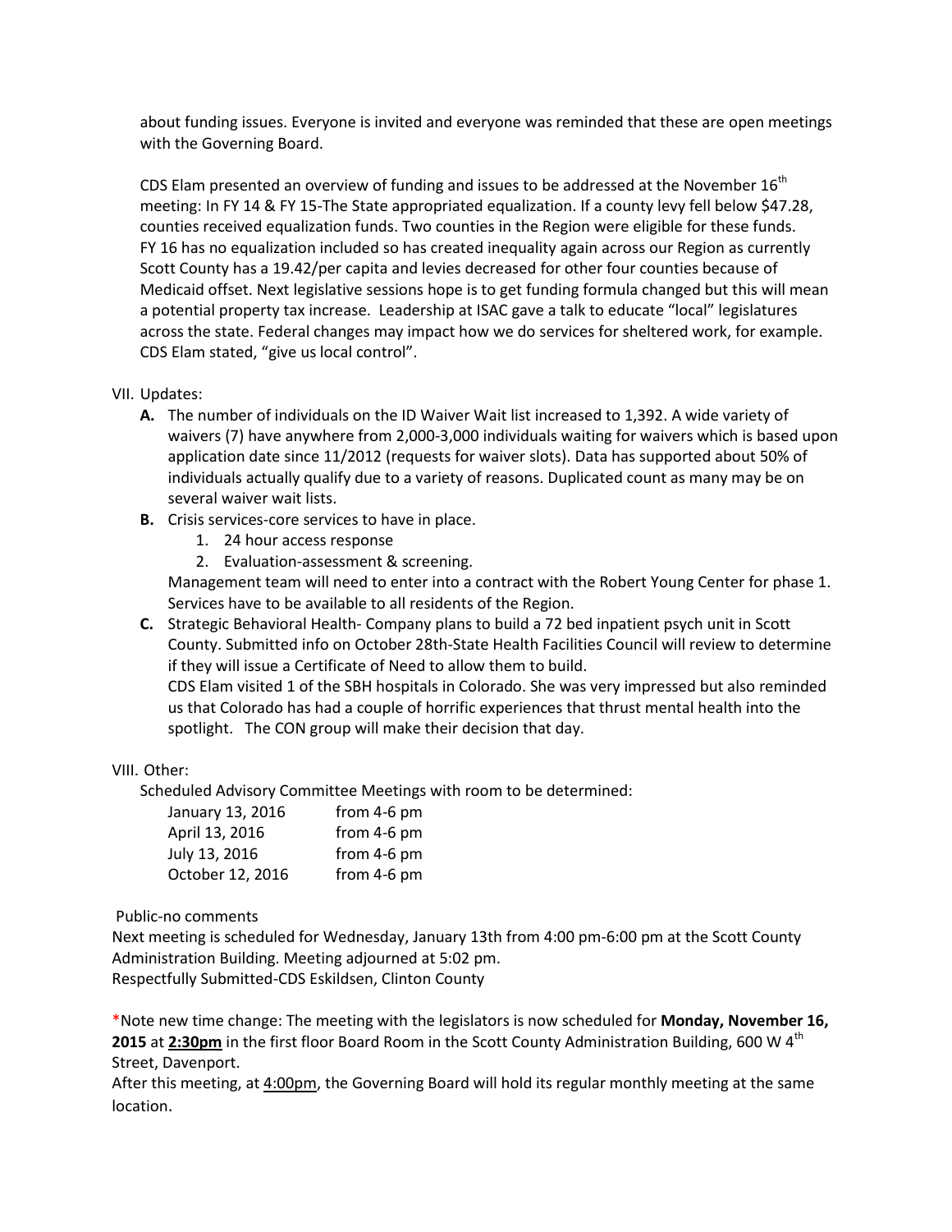about funding issues. Everyone is invited and everyone was reminded that these are open meetings with the Governing Board.

CDS Elam presented an overview of funding and issues to be addressed at the November 16th meeting: In FY 14 & FY 15-The State appropriated equalization. If a county levy fell below $47.28, counties received equalization funds. Two counties in the Region were eligible for these funds. FY 16 has no equalization included so has created inequality again across our Region as currently Scott County has a 19.42/per capita and levies decreased for other four counties because of Medicaid offset. Next legislative sessions hope is to get funding formula changed but this will mean a potential property tax increase. Leadership at ISAC gave a talk to educate "local" legislatures across the state. Federal changes may impact how we do services for sheltered work, for example. CDS Elam stated, "give us local control".

VII. Updates:

- **A.** The number of individuals on the ID Waiver Wait list increased to 1,392. A wide variety of waivers (7) have anywhere from 2,000-3,000 individuals waiting for waivers which is based upon application date since 11/2012 (requests for waiver slots). Data has supported about 50% of individuals actually qualify due to a variety of reasons. Duplicated count as many may be on several waiver wait lists.
- **B.** Crisis services-core services to have in place.
    1. 24 hour access response
    2. Evaluation-assessment & screening.

  Management team will need to enter into a contract with the Robert Young Center for phase 1. Services have to be available to all residents of the Region.
- **C.** Strategic Behavioral Health- Company plans to build a 72 bed inpatient psych unit in Scott County. Submitted info on October 28th-State Health Facilities Council will review to determine if they will issue a Certificate of Need to allow them to build.

  CDS Elam visited 1 of the SBH hospitals in Colorado. She was very impressed but also reminded us that Colorado has had a couple of horrific experiences that thrust mental health into the spotlight. The CON group will make their decision that day.

VIII. Other:

Scheduled Advisory Committee Meetings with room to be determined:

| | |
|---|---|
| January 13, 2016 | from 4-6 pm |
| April 13, 2016 | from 4-6 pm |
| July 13, 2016 | from 4-6 pm |
| October 12, 2016 | from 4-6 pm |

Public-no comments

Next meeting is scheduled for Wednesday, January 13th from 4:00 pm-6:00 pm at the Scott County Administration Building. Meeting adjourned at 5:02 pm.

Respectfully Submitted-CDS Eskildsen, Clinton County

*Note new time change: The meeting with the legislators is now scheduled for **Monday, November 16, 2015** at **2:30pm** in the first floor Board Room in the Scott County Administration Building, 600 W 4th Street, Davenport.

After this meeting, at 4:00pm, the Governing Board will hold its regular monthly meeting at the same location.